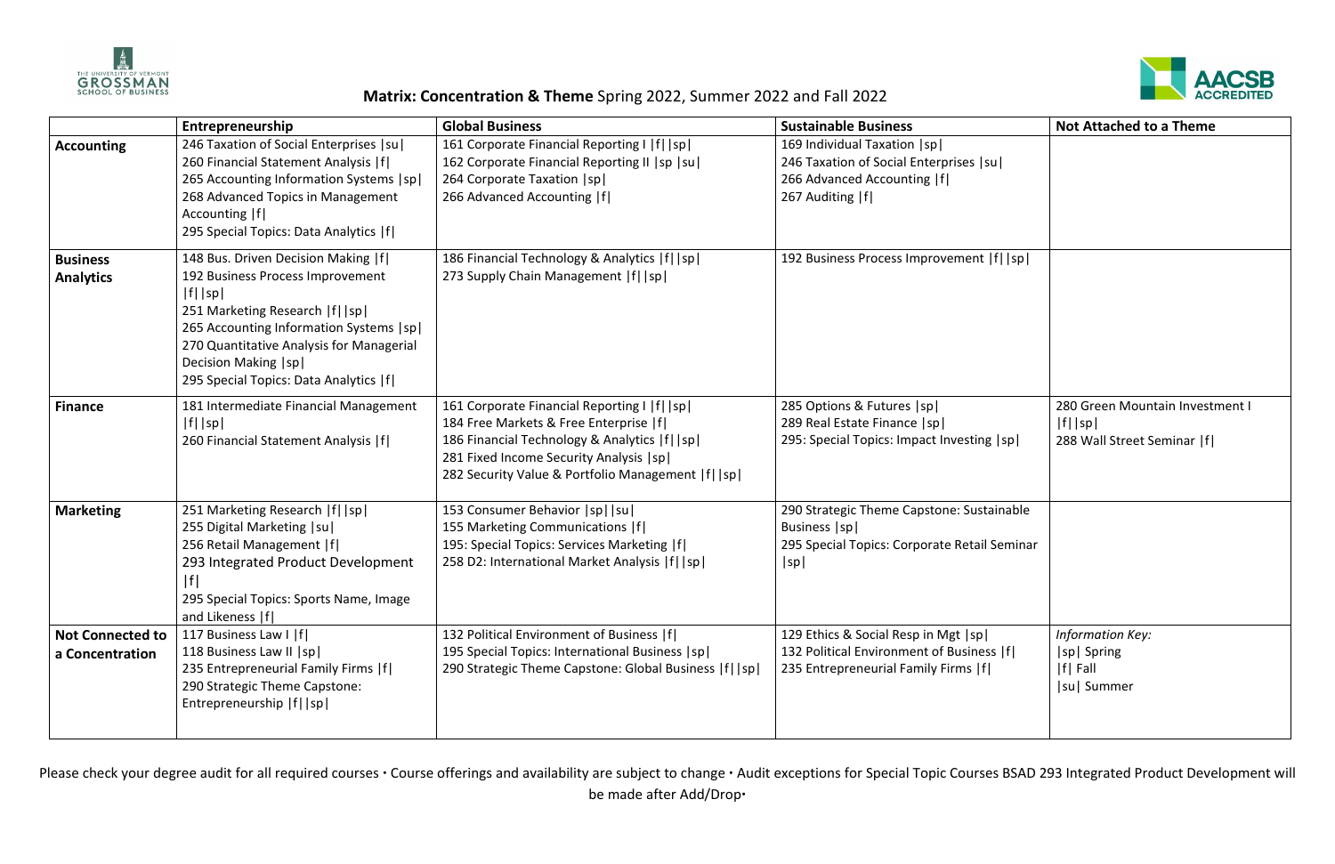## **Matrix: Concentration & Theme** Spring 2022, Summer 2022 and Fall 2022

| | Entrepreneurship | Global Business | Sustainable Business | Not Attached to a Theme |
|---|---|---|---|---|
| **Accounting** | 246 Taxation of Social Enterprises \|su\|<br>260 Financial Statement Analysis \|f\|<br>265 Accounting Information Systems \|sp\|<br>268 Advanced Topics in Management Accounting \|f\|<br>295 Special Topics: Data Analytics \|f\| | 161 Corporate Financial Reporting I \|f\|\|sp\|<br>162 Corporate Financial Reporting II \|sp \|su\|<br>264 Corporate Taxation \|sp\|<br>266 Advanced Accounting \|f\| | 169 Individual Taxation \|sp\|<br>246 Taxation of Social Enterprises \|su\|<br>266 Advanced Accounting \|f\|<br>267 Auditing \|f\| | |
| **Business Analytics** | 148 Bus. Driven Decision Making \|f\|<br>192 Business Process Improvement \|f\|\|sp\|<br>251 Marketing Research \|f\|\|sp\|<br>265 Accounting Information Systems \|sp\|<br>270 Quantitative Analysis for Managerial Decision Making \|sp\|<br>295 Special Topics: Data Analytics \|f\| | 186 Financial Technology & Analytics \|f\|\|sp\|<br>273 Supply Chain Management \|f\|\|sp\| | 192 Business Process Improvement \|f\|\|sp\| | |
| **Finance** | 181 Intermediate Financial Management \|f\|\|sp\|<br>260 Financial Statement Analysis \|f\| | 161 Corporate Financial Reporting I \|f\|\|sp\|<br>184 Free Markets & Free Enterprise \|f\|<br>186 Financial Technology & Analytics \|f\|\|sp\|<br>281 Fixed Income Security Analysis \|sp\|<br>282 Security Value & Portfolio Management \|f\|\|sp\| | 285 Options & Futures \|sp\|<br>289 Real Estate Finance \|sp\|<br>295: Special Topics: Impact Investing \|sp\| | 280 Green Mountain Investment I \|f\|\|sp\|<br>288 Wall Street Seminar \|f\| |
| **Marketing** | 251 Marketing Research \|f\|\|sp\|<br>255 Digital Marketing \|su\|<br>256 Retail Management \|f\|<br>293 Integrated Product Development \|f\|<br>295 Special Topics: Sports Name, Image and Likeness \|f\| | 153 Consumer Behavior \|sp\|\|su\|<br>155 Marketing Communications \|f\|<br>195: Special Topics: Services Marketing \|f\|<br>258 D2: International Market Analysis \|f\|\|sp\| | 290 Strategic Theme Capstone: Sustainable Business \|sp\|<br>295 Special Topics: Corporate Retail Seminar \|sp\| | |
| **Not Connected to a Concentration** | 117 Business Law I \|f\|<br>118 Business Law II \|sp\|<br>235 Entrepreneurial Family Firms \|f\|<br>290 Strategic Theme Capstone: Entrepreneurship \|f\|\|sp\| | 132 Political Environment of Business \|f\|<br>195 Special Topics: International Business \|sp\|<br>290 Strategic Theme Capstone: Global Business \|f\|\|sp\| | 129 Ethics & Social Resp in Mgt \|sp\|<br>132 Political Environment of Business \|f\|<br>235 Entrepreneurial Family Firms \|f\| | *Information Key:*<br>\|sp\| Spring<br>\|f\| Fall<br>\|su\| Summer |

Please check your degree audit for all required courses • Course offerings and availability are subject to change • Audit exceptions for Special Topic Courses BSAD 293 Integrated Product Development will be made after Add/Drop•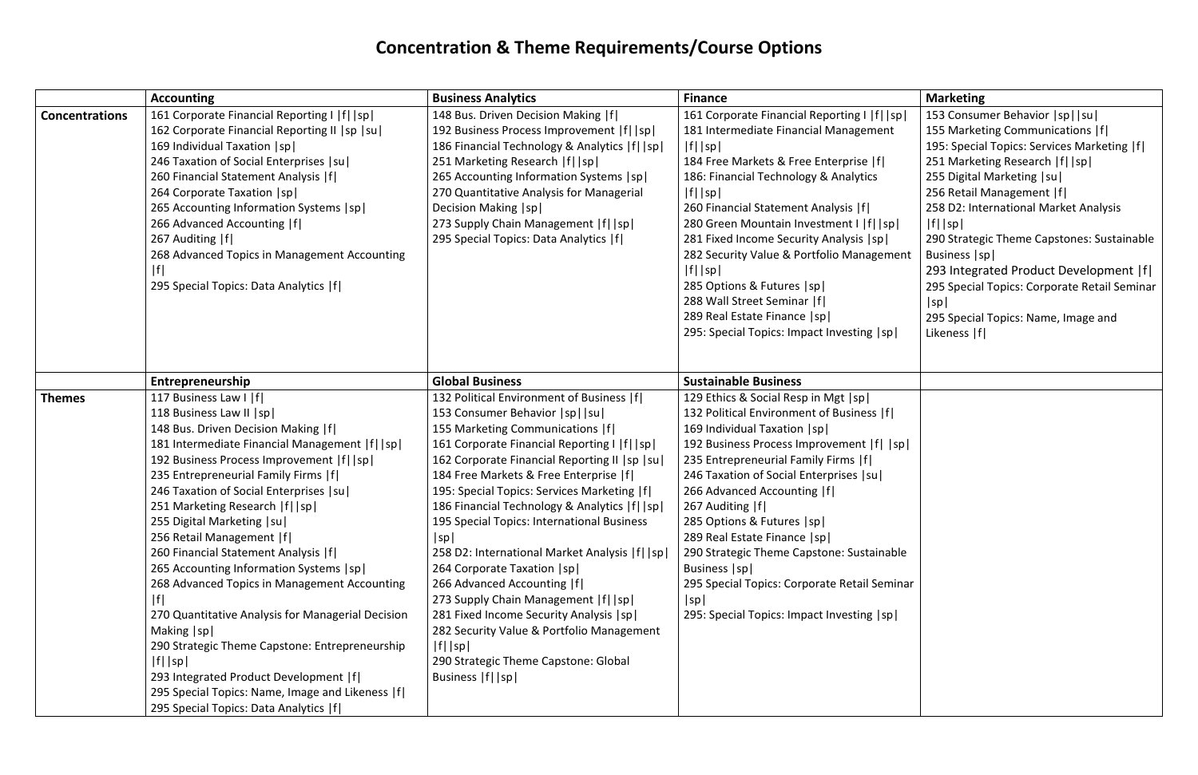# Concentration & Theme Requirements/Course Options

| | Accounting | Business Analytics | Finance | Marketing |
|---|---|---|---|---|
| **Concentrations** | 161 Corporate Financial Reporting I \|f\|\|sp\|<br>162 Corporate Financial Reporting II \|sp \|su\|<br>169 Individual Taxation \|sp\|<br>246 Taxation of Social Enterprises \|su\|<br>260 Financial Statement Analysis \|f\|<br>264 Corporate Taxation \|sp\|<br>265 Accounting Information Systems \|sp\|<br>266 Advanced Accounting \|f\|<br>267 Auditing \|f\|<br>268 Advanced Topics in Management Accounting \|f\|<br>295 Special Topics: Data Analytics \|f\| | 148 Bus. Driven Decision Making \|f\|<br>192 Business Process Improvement \|f\|\|sp\|<br>186 Financial Technology & Analytics \|f\|\|sp\|<br>251 Marketing Research \|f\|\|sp\|<br>265 Accounting Information Systems \|sp\|<br>270 Quantitative Analysis for Managerial Decision Making \|sp\|<br>273 Supply Chain Management \|f\|\|sp\|<br>295 Special Topics: Data Analytics \|f\| | 161 Corporate Financial Reporting I \|f\|\|sp\|<br>181 Intermediate Financial Management \|f\|\|sp\|<br>184 Free Markets & Free Enterprise \|f\|<br>186: Financial Technology & Analytics \|f\|\|sp\|<br>260 Financial Statement Analysis \|f\|<br>280 Green Mountain Investment I \|f\|\|sp\|<br>281 Fixed Income Security Analysis \|sp\|<br>282 Security Value & Portfolio Management \|f\|\|sp\|<br>285 Options & Futures \|sp\|<br>288 Wall Street Seminar \|f\|<br>289 Real Estate Finance \|sp\|<br>295: Special Topics: Impact Investing \|sp\| | 153 Consumer Behavior \|sp\|\|su\|<br>155 Marketing Communications \|f\|<br>195: Special Topics: Services Marketing \|f\|<br>251 Marketing Research \|f\|\|sp\|<br>255 Digital Marketing \|su\|<br>256 Retail Management \|f\|<br>258 D2: International Market Analysis \|f\|\|sp\|<br>290 Strategic Theme Capstones: Sustainable Business \|sp\|<br>293 Integrated Product Development \|f\|<br>295 Special Topics: Corporate Retail Seminar \|sp\|<br>295 Special Topics: Name, Image and Likeness \|f\| |
| | **Entrepreneurship** | **Global Business** | **Sustainable Business** | |
| **Themes** | 117 Business Law I \|f\|<br>118 Business Law II \|sp\|<br>148 Bus. Driven Decision Making \|f\|<br>181 Intermediate Financial Management \|f\|\|sp\|<br>192 Business Process Improvement \|f\|\|sp\|<br>235 Entrepreneurial Family Firms \|f\|<br>246 Taxation of Social Enterprises \|su\|<br>251 Marketing Research \|f\|\|sp\|<br>255 Digital Marketing \|su\|<br>256 Retail Management \|f\|<br>260 Financial Statement Analysis \|f\|<br>265 Accounting Information Systems \|sp\|<br>268 Advanced Topics in Management Accounting \|f\|<br>270 Quantitative Analysis for Managerial Decision Making \|sp\|<br>290 Strategic Theme Capstone: Entrepreneurship \|f\|\|sp\|<br>293 Integrated Product Development \|f\|<br>295 Special Topics: Name, Image and Likeness \|f\|<br>295 Special Topics: Data Analytics \|f\| | 132 Political Environment of Business \|f\|<br>153 Consumer Behavior \|sp\|\|su\|<br>155 Marketing Communications \|f\|<br>161 Corporate Financial Reporting I \|f\|\|sp\|<br>162 Corporate Financial Reporting II \|sp \|su\|<br>184 Free Markets & Free Enterprise \|f\|<br>195: Special Topics: Services Marketing \|f\|<br>186 Financial Technology & Analytics \|f\|\|sp\|<br>195 Special Topics: International Business \|sp\|<br>258 D2: International Market Analysis \|f\|\|sp\|<br>264 Corporate Taxation \|sp\|<br>266 Advanced Accounting \|f\|<br>273 Supply Chain Management \|f\|\|sp\|<br>281 Fixed Income Security Analysis \|sp\|<br>282 Security Value & Portfolio Management \|f\|\|sp\|<br>290 Strategic Theme Capstone: Global Business \|f\|\|sp\| | 129 Ethics & Social Resp in Mgt \|sp\|<br>132 Political Environment of Business \|f\|<br>169 Individual Taxation \|sp\|<br>192 Business Process Improvement \|f\| \|sp\|<br>235 Entrepreneurial Family Firms \|f\|<br>246 Taxation of Social Enterprises \|su\|<br>266 Advanced Accounting \|f\|<br>267 Auditing \|f\|<br>285 Options & Futures \|sp\|<br>289 Real Estate Finance \|sp\|<br>290 Strategic Theme Capstone: Sustainable Business \|sp\|<br>295 Special Topics: Corporate Retail Seminar \|sp\|<br>295: Special Topics: Impact Investing \|sp\| | |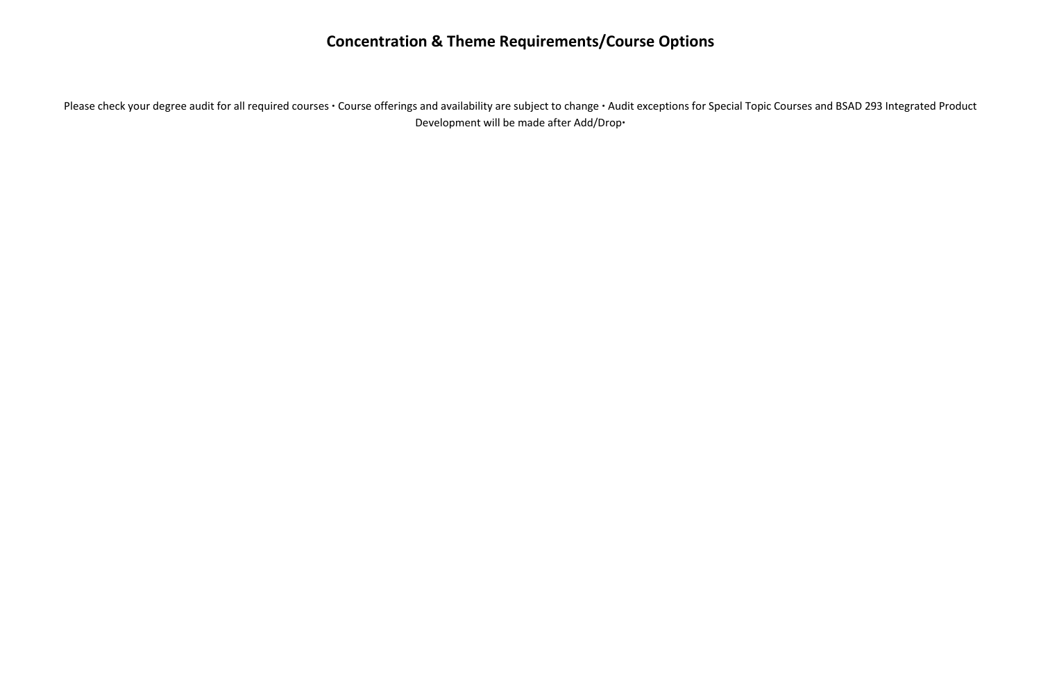# Concentration & Theme Requirements/Course Options

Please check your degree audit for all required courses • Course offerings and availability are subject to change • Audit exceptions for Special Topic Courses and BSAD 293 Integrated Product Development will be made after Add/Drop•